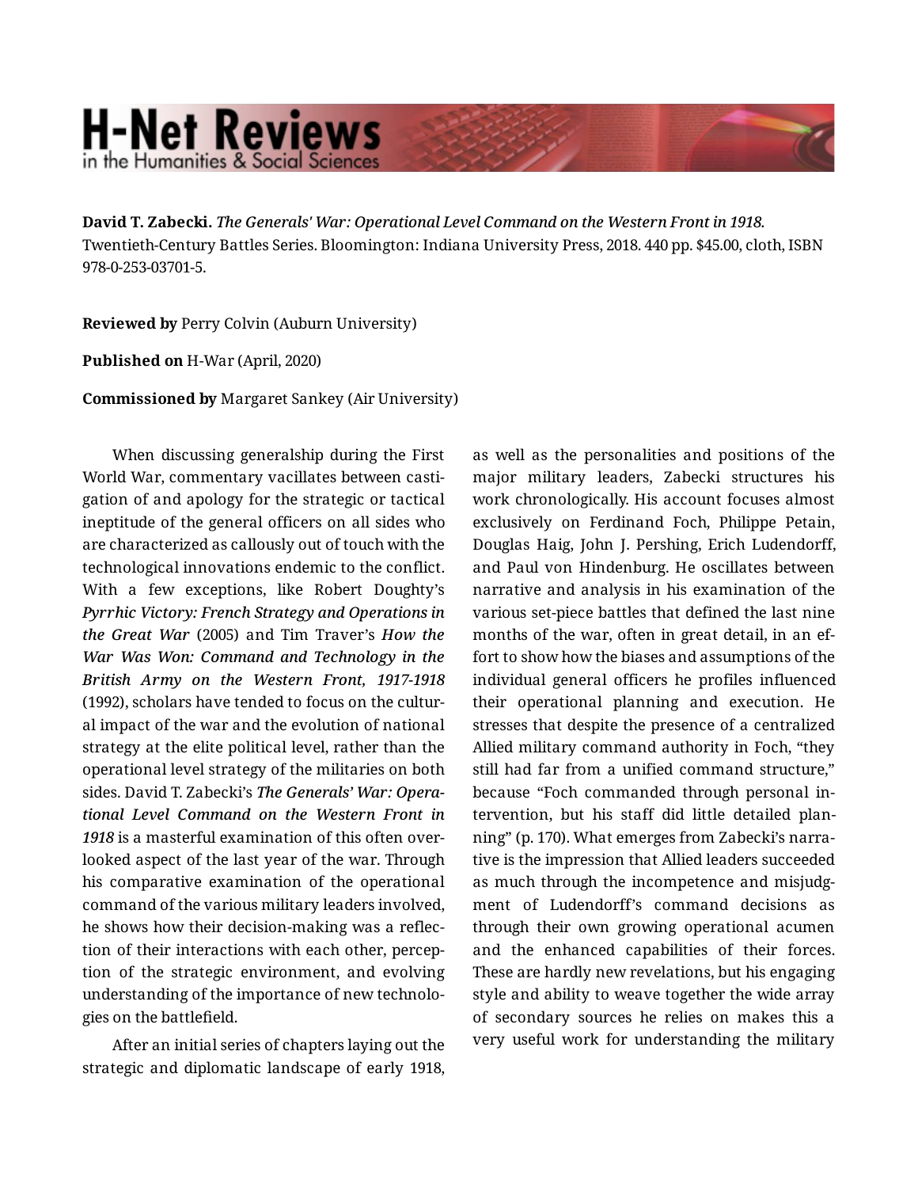**David T. Zabecki.** *The Generals' War: Operational Level Command on the Western Front in 1918.* Twentieth-Century Battles Series. Bloomington: Indiana University Press, 2018. 440 pp. $45.00, cloth, ISBN 978-0-253-03701-5.

**Reviewed by** Perry Colvin (Auburn University)

**Published on** H-War (April, 2020)

**Commissioned by** Margaret Sankey (Air University)

When discussing generalship during the First World War, commentary vacillates between castigation of and apology for the strategic or tactical ineptitude of the general officers on all sides who are characterized as callously out of touch with the technological innovations endemic to the conflict. With a few exceptions, like Robert Doughty's ***Pyrrhic Victory: French Strategy and Operations in the Great War*** (2005) and Tim Traver's ***How the War Was Won: Command and Technology in the British Army on the Western Front, 1917-1918*** (1992), scholars have tended to focus on the cultural impact of the war and the evolution of national strategy at the elite political level, rather than the operational level strategy of the militaries on both sides. David T. Zabecki's ***The Generals' War: Operational Level Command on the Western Front in 1918*** is a masterful examination of this often overlooked aspect of the last year of the war. Through his comparative examination of the operational command of the various military leaders involved, he shows how their decision-making was a reflection of their interactions with each other, perception of the strategic environment, and evolving understanding of the importance of new technologies on the battlefield.

After an initial series of chapters laying out the strategic and diplomatic landscape of early 1918, as well as the personalities and positions of the major military leaders, Zabecki structures his work chronologically. His account focuses almost exclusively on Ferdinand Foch, Philippe Petain, Douglas Haig, John J. Pershing, Erich Ludendorff, and Paul von Hindenburg. He oscillates between narrative and analysis in his examination of the various set-piece battles that defined the last nine months of the war, often in great detail, in an effort to show how the biases and assumptions of the individual general officers he profiles influenced their operational planning and execution. He stresses that despite the presence of a centralized Allied military command authority in Foch, "they still had far from a unified command structure," because "Foch commanded through personal intervention, but his staff did little detailed planning" (p. 170). What emerges from Zabecki's narrative is the impression that Allied leaders succeeded as much through the incompetence and misjudgment of Ludendorff's command decisions as through their own growing operational acumen and the enhanced capabilities of their forces. These are hardly new revelations, but his engaging style and ability to weave together the wide array of secondary sources he relies on makes this a very useful work for understanding the military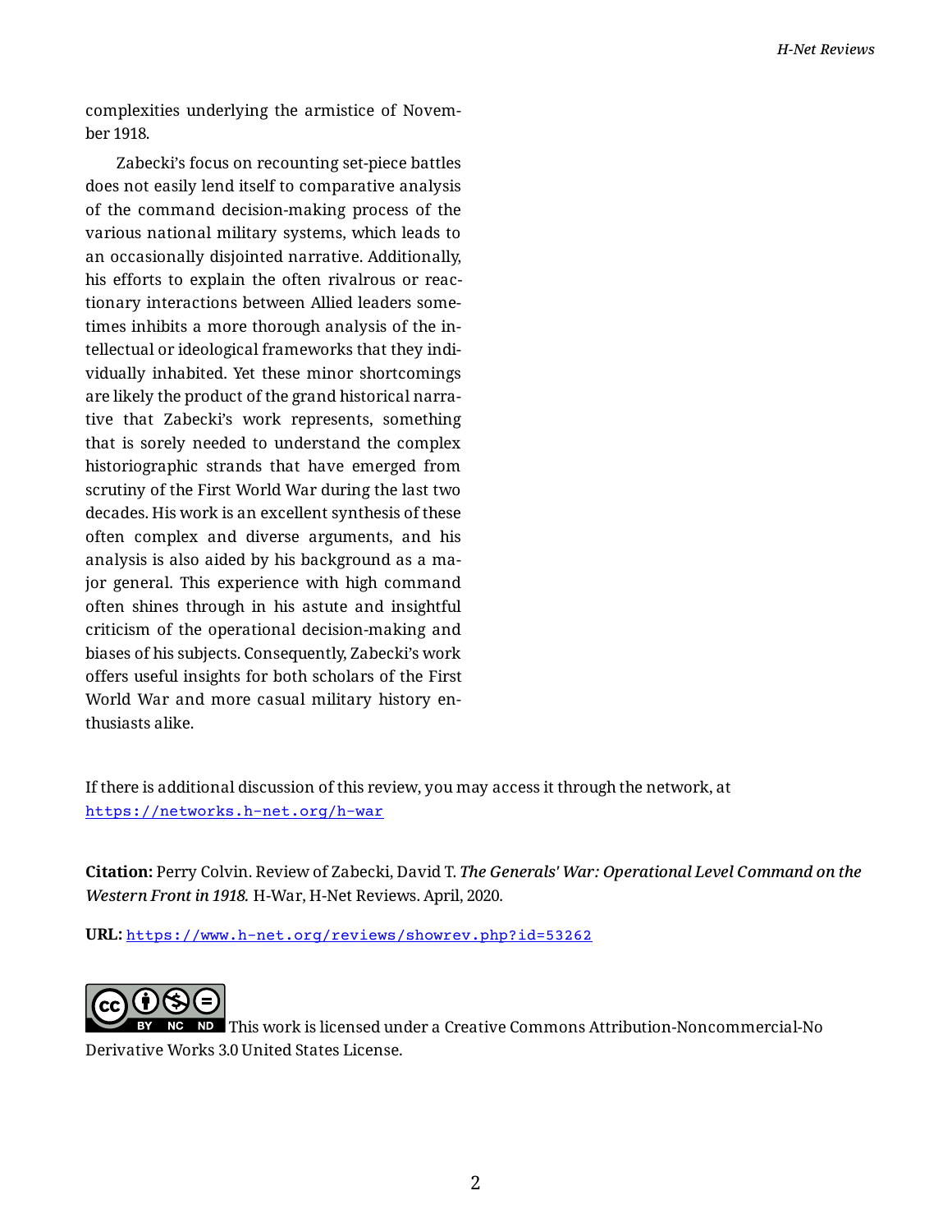complexities underlying the armistice of November 1918.

Zabecki's focus on recounting set-piece battles does not easily lend itself to comparative analysis of the command decision-making process of the various national military systems, which leads to an occasionally disjointed narrative. Additionally, his efforts to explain the often rivalrous or reactionary interactions between Allied leaders sometimes inhibits a more thorough analysis of the intellectual or ideological frameworks that they individually inhabited. Yet these minor shortcomings are likely the product of the grand historical narrative that Zabecki's work represents, something that is sorely needed to understand the complex historiographic strands that have emerged from scrutiny of the First World War during the last two decades. His work is an excellent synthesis of these often complex and diverse arguments, and his analysis is also aided by his background as a major general. This experience with high command often shines through in his astute and insightful criticism of the operational decision-making and biases of his subjects. Consequently, Zabecki's work offers useful insights for both scholars of the First World War and more casual military history enthusiasts alike.

If there is additional discussion of this review, you may access it through the network, at https://networks.h-net.org/h-war

**Citation:** Perry Colvin. Review of Zabecki, David T. *The Generals' War: Operational Level Command on the Western Front in 1918.* H-War, H-Net Reviews. April, 2020.

**URL:** https://www.h-net.org/reviews/showrev.php?id=53262

This work is licensed under a Creative Commons Attribution-Noncommercial-No Derivative Works 3.0 United States License.